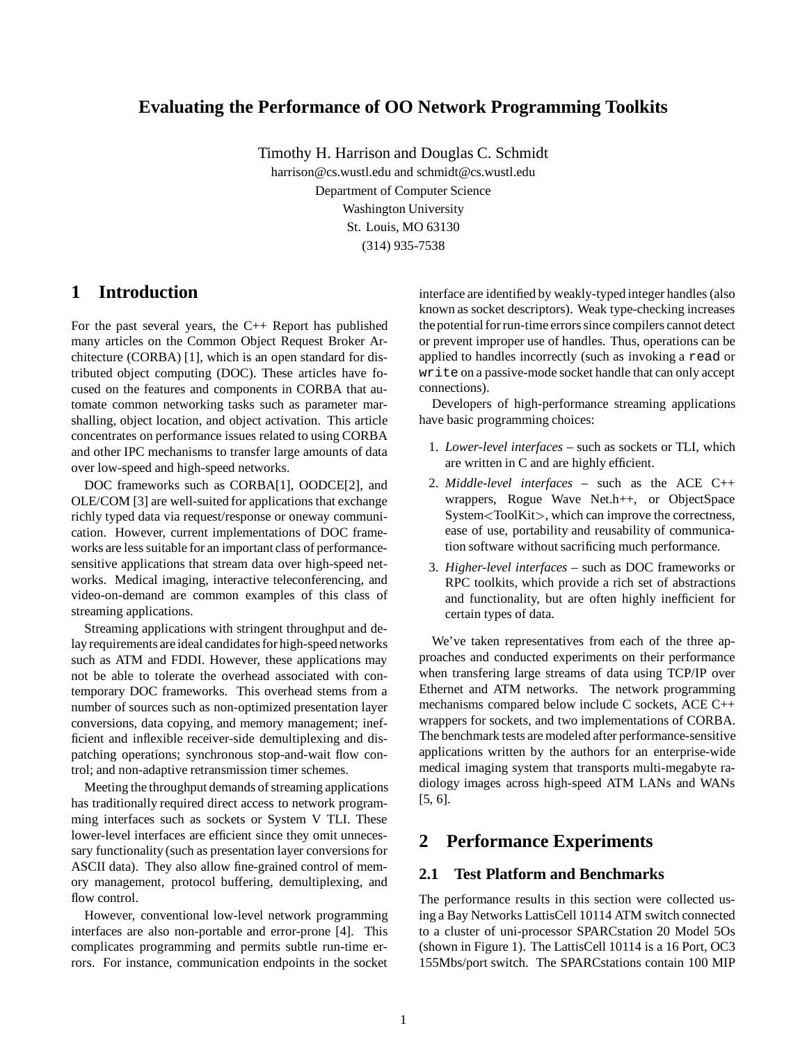# Evaluating the Performance of OO Network Programming Toolkits

Timothy H. Harrison and Douglas C. Schmidt
harrison@cs.wustl.edu and schmidt@cs.wustl.edu
Department of Computer Science
Washington University
St. Louis, MO 63130
(314) 935-7538

## 1 Introduction

For the past several years, the C++ Report has published many articles on the Common Object Request Broker Architecture (CORBA) [1], which is an open standard for distributed object computing (DOC). These articles have focused on the features and components in CORBA that automate common networking tasks such as parameter marshalling, object location, and object activation. This article concentrates on performance issues related to using CORBA and other IPC mechanisms to transfer large amounts of data over low-speed and high-speed networks.

DOC frameworks such as CORBA[1], OODCE[2], and OLE/COM [3] are well-suited for applications that exchange richly typed data via request/response or oneway communication. However, current implementations of DOC frameworks are less suitable for an important class of performance-sensitive applications that stream data over high-speed networks. Medical imaging, interactive teleconferencing, and video-on-demand are common examples of this class of streaming applications.

Streaming applications with stringent throughput and delay requirements are ideal candidates for high-speed networks such as ATM and FDDI. However, these applications may not be able to tolerate the overhead associated with contemporary DOC frameworks. This overhead stems from a number of sources such as non-optimized presentation layer conversions, data copying, and memory management; inefficient and inflexible receiver-side demultiplexing and dispatching operations; synchronous stop-and-wait flow control; and non-adaptive retransmission timer schemes.

Meeting the throughput demands of streaming applications has traditionally required direct access to network programming interfaces such as sockets or System V TLI. These lower-level interfaces are efficient since they omit unnecessary functionality (such as presentation layer conversions for ASCII data). They also allow fine-grained control of memory management, protocol buffering, demultiplexing, and flow control.

However, conventional low-level network programming interfaces are also non-portable and error-prone [4]. This complicates programming and permits subtle run-time errors. For instance, communication endpoints in the socket interface are identified by weakly-typed integer handles (also known as socket descriptors). Weak type-checking increases the potential for run-time errors since compilers cannot detect or prevent improper use of handles. Thus, operations can be applied to handles incorrectly (such as invoking a `read` or `write` on a passive-mode socket handle that can only accept connections).

Developers of high-performance streaming applications have basic programming choices:

1. *Lower-level interfaces* – such as sockets or TLI, which are written in C and are highly efficient.
2. *Middle-level interfaces* – such as the ACE C++ wrappers, Rogue Wave Net.h++, or ObjectSpace System<ToolKit>, which can improve the correctness, ease of use, portability and reusability of communication software without sacrificing much performance.
3. *Higher-level interfaces* – such as DOC frameworks or RPC toolkits, which provide a rich set of abstractions and functionality, but are often highly inefficient for certain types of data.

We've taken representatives from each of the three approaches and conducted experiments on their performance when transfering large streams of data using TCP/IP over Ethernet and ATM networks. The network programming mechanisms compared below include C sockets, ACE C++ wrappers for sockets, and two implementations of CORBA. The benchmark tests are modeled after performance-sensitive applications written by the authors for an enterprise-wide medical imaging system that transports multi-megabyte radiology images across high-speed ATM LANs and WANs [5, 6].

## 2 Performance Experiments

### 2.1 Test Platform and Benchmarks

The performance results in this section were collected using a Bay Networks LattisCell 10114 ATM switch connected to a cluster of uni-processor SPARCstation 20 Model 5Os (shown in Figure 1). The LattisCell 10114 is a 16 Port, OC3 155Mbs/port switch. The SPARCstations contain 100 MIP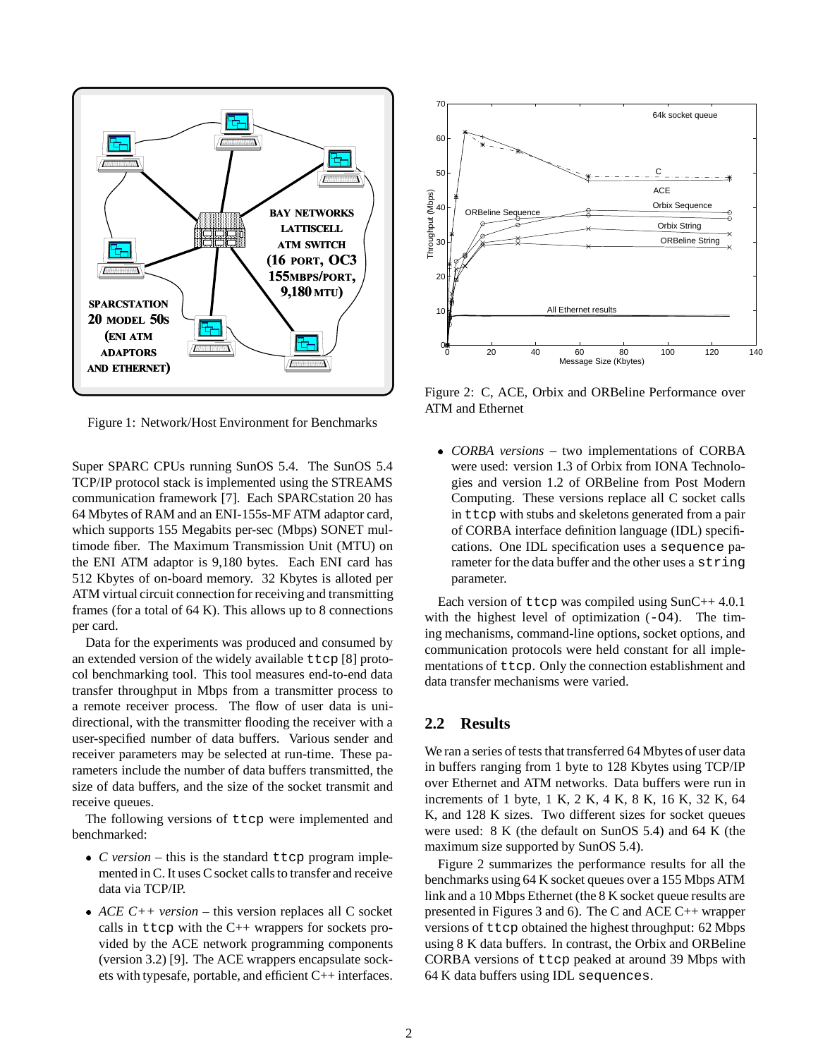Figure 1: Network/Host Environment for Benchmarks

Figure 2: C, ACE, Orbix and ORBeline Performance over ATM and Ethernet

Super SPARC CPUs running SunOS 5.4. The SunOS 5.4 TCP/IP protocol stack is implemented using the STREAMS communication framework [7]. Each SPARCstation 20 has 64 Mbytes of RAM and an ENI-155s-MF ATM adaptor card, which supports 155 Megabits per-sec (Mbps) SONET multimode fiber. The Maximum Transmission Unit (MTU) on the ENI ATM adaptor is 9,180 bytes. Each ENI card has 512 Kbytes of on-board memory. 32 Kbytes is alloted per ATM virtual circuit connection for receiving and transmitting frames (for a total of 64 K). This allows up to 8 connections per card.

Data for the experiments was produced and consumed by an extended version of the widely available `ttcp` [8] protocol benchmarking tool. This tool measures end-to-end data transfer throughput in Mbps from a transmitter process to a remote receiver process. The flow of user data is unidirectional, with the transmitter flooding the receiver with a user-specified number of data buffers. Various sender and receiver parameters may be selected at run-time. These parameters include the number of data buffers transmitted, the size of data buffers, and the size of the socket transmit and receive queues.

The following versions of `ttcp` were implemented and benchmarked:

- *C version* – this is the standard `ttcp` program implemented in C. It uses C socket calls to transfer and receive data via TCP/IP.
- *ACE C++ version* – this version replaces all C socket calls in `ttcp` with the C++ wrappers for sockets provided by the ACE network programming components (version 3.2) [9]. The ACE wrappers encapsulate sockets with typesafe, portable, and efficient C++ interfaces.
- *CORBA versions* – two implementations of CORBA were used: version 1.3 of Orbix from IONA Technologies and version 1.2 of ORBeline from Post Modern Computing. These versions replace all C socket calls in `ttcp` with stubs and skeletons generated from a pair of CORBA interface definition language (IDL) specifications. One IDL specification uses a `sequence` parameter for the data buffer and the other uses a `string` parameter.

Each version of `ttcp` was compiled using SunC++ 4.0.1 with the highest level of optimization (`-O4`). The timing mechanisms, command-line options, socket options, and communication protocols were held constant for all implementations of `ttcp`. Only the connection establishment and data transfer mechanisms were varied.

## 2.2 Results

We ran a series of tests that transferred 64 Mbytes of user data in buffers ranging from 1 byte to 128 Kbytes using TCP/IP over Ethernet and ATM networks. Data buffers were run in increments of 1 byte, 1 K, 2 K, 4 K, 8 K, 16 K, 32 K, 64 K, and 128 K sizes. Two different sizes for socket queues were used: 8 K (the default on SunOS 5.4) and 64 K (the maximum size supported by SunOS 5.4).

Figure 2 summarizes the performance results for all the benchmarks using 64 K socket queues over a 155 Mbps ATM link and a 10 Mbps Ethernet (the 8 K socket queue results are presented in Figures 3 and 6). The C and ACE C++ wrapper versions of `ttcp` obtained the highest throughput: 62 Mbps using 8 K data buffers. In contrast, the Orbix and ORBeline CORBA versions of `ttcp` peaked at around 39 Mbps with 64 K data buffers using IDL `sequences`.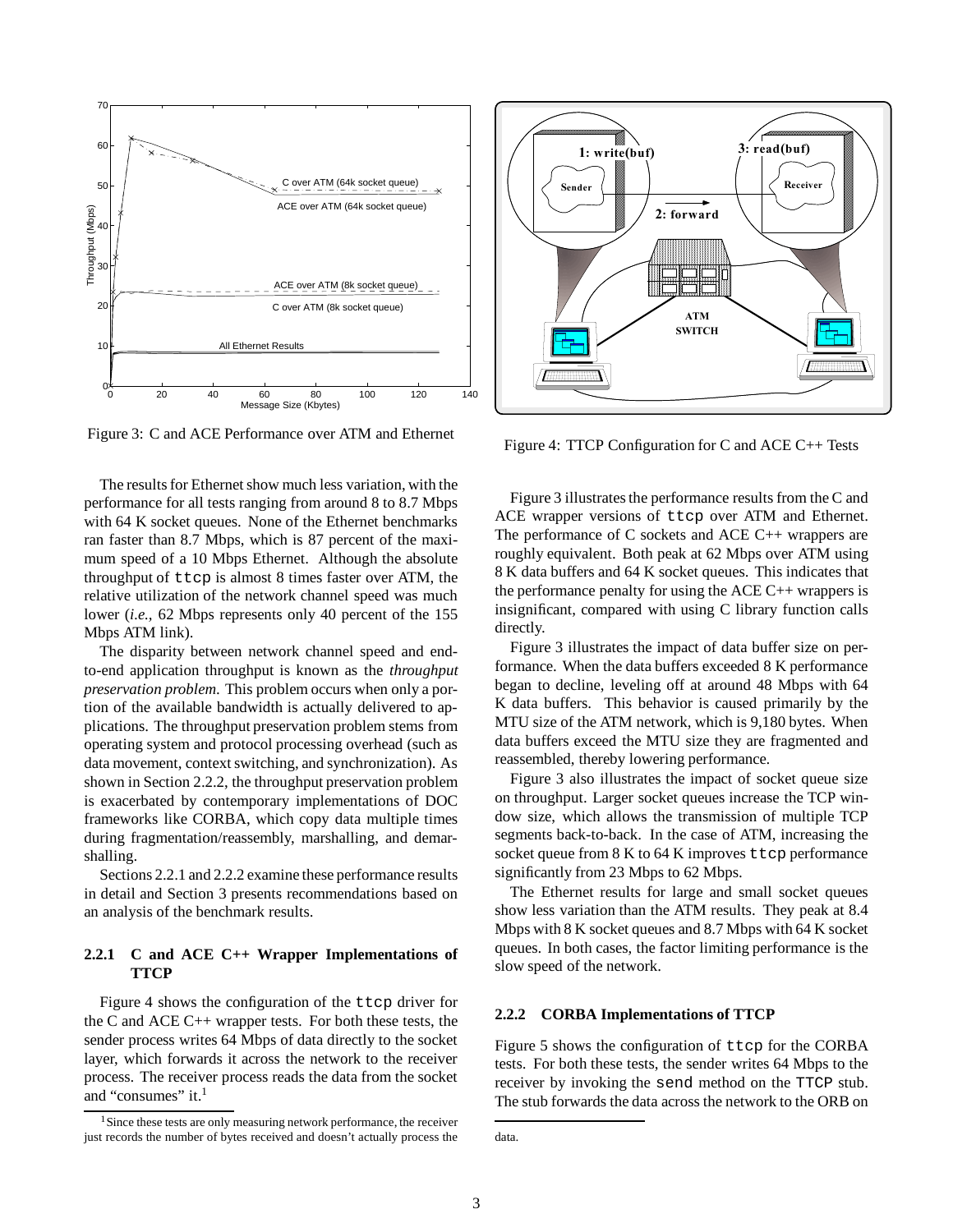Figure 3: C and ACE Performance over ATM and Ethernet

The results for Ethernet show much less variation, with the performance for all tests ranging from around 8 to 8.7 Mbps with 64 K socket queues. None of the Ethernet benchmarks ran faster than 8.7 Mbps, which is 87 percent of the maximum speed of a 10 Mbps Ethernet. Although the absolute throughput of ttcp is almost 8 times faster over ATM, the relative utilization of the network channel speed was much lower (*i.e.,* 62 Mbps represents only 40 percent of the 155 Mbps ATM link).

The disparity between network channel speed and end-to-end application throughput is known as the *throughput preservation problem*. This problem occurs when only a portion of the available bandwidth is actually delivered to applications. The throughput preservation problem stems from operating system and protocol processing overhead (such as data movement, context switching, and synchronization). As shown in Section 2.2.2, the throughput preservation problem is exacerbated by contemporary implementations of DOC frameworks like CORBA, which copy data multiple times during fragmentation/reassembly, marshalling, and demarshalling.

Sections 2.2.1 and 2.2.2 examine these performance results in detail and Section 3 presents recommendations based on an analysis of the benchmark results.

### 2.2.1 C and ACE C++ Wrapper Implementations of TTCP

Figure 4 shows the configuration of the ttcp driver for the C and ACE C++ wrapper tests. For both these tests, the sender process writes 64 Mbps of data directly to the socket layer, which forwards it across the network to the receiver process. The receiver process reads the data from the socket and "consumes" it.[1]

Figure 4: TTCP Configuration for C and ACE C++ Tests

Figure 3 illustrates the performance results from the C and ACE wrapper versions of ttcp over ATM and Ethernet. The performance of C sockets and ACE C++ wrappers are roughly equivalent. Both peak at 62 Mbps over ATM using 8 K data buffers and 64 K socket queues. This indicates that the performance penalty for using the ACE C++ wrappers is insignificant, compared with using C library function calls directly.

Figure 3 illustrates the impact of data buffer size on performance. When the data buffers exceeded 8 K performance began to decline, leveling off at around 48 Mbps with 64 K data buffers. This behavior is caused primarily by the MTU size of the ATM network, which is 9,180 bytes. When data buffers exceed the MTU size they are fragmented and reassembled, thereby lowering performance.

Figure 3 also illustrates the impact of socket queue size on throughput. Larger socket queues increase the TCP window size, which allows the transmission of multiple TCP segments back-to-back. In the case of ATM, increasing the socket queue from 8 K to 64 K improves ttcp performance significantly from 23 Mbps to 62 Mbps.

The Ethernet results for large and small socket queues show less variation than the ATM results. They peak at 8.4 Mbps with 8 K socket queues and 8.7 Mbps with 64 K socket queues. In both cases, the factor limiting performance is the slow speed of the network.

### 2.2.2 CORBA Implementations of TTCP

Figure 5 shows the configuration of ttcp for the CORBA tests. For both these tests, the sender writes 64 Mbps to the receiver by invoking the send method on the TTCP stub. The stub forwards the data across the network to the ORB on

[1] Since these tests are only measuring network performance, the receiver just records the number of bytes received and doesn't actually process the data.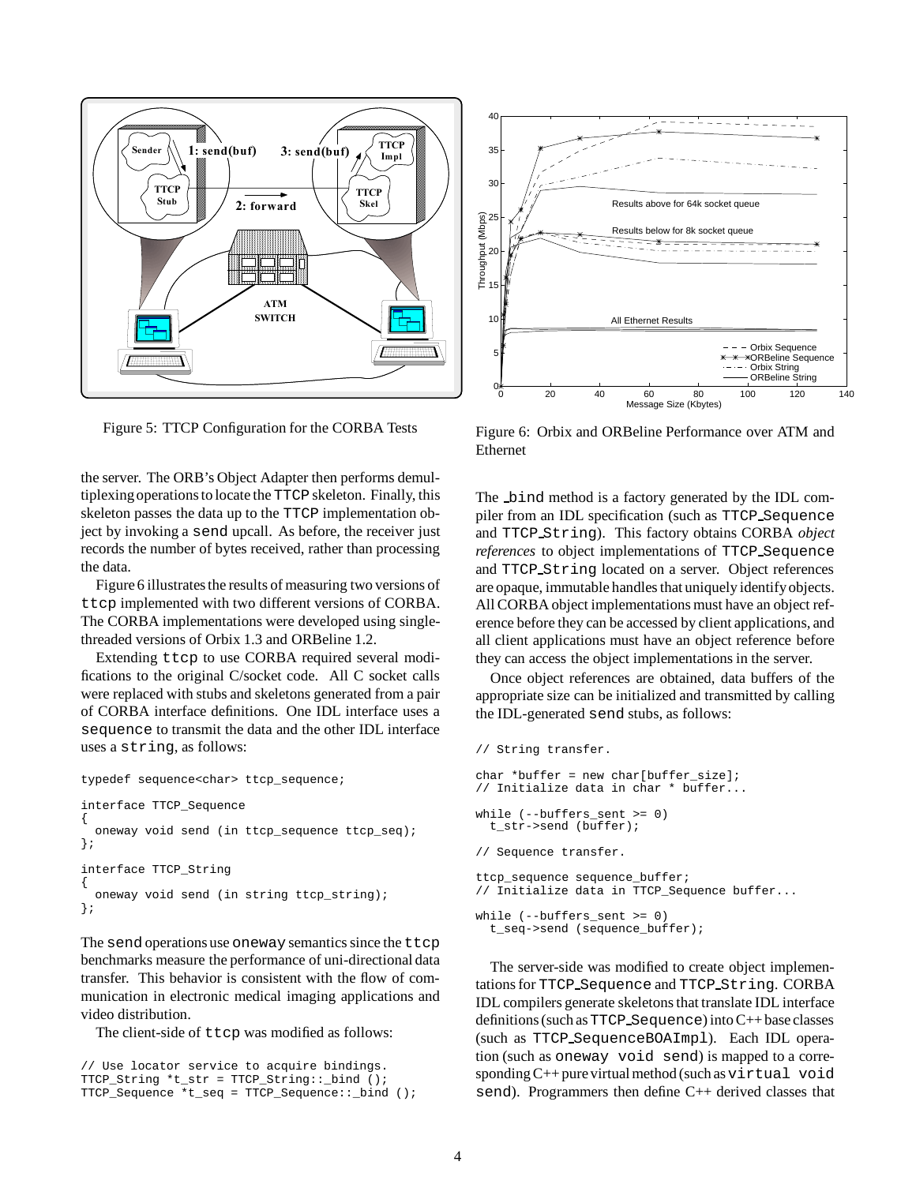Figure 5: TTCP Configuration for the CORBA Tests

Figure 6: Orbix and ORBeline Performance over ATM and Ethernet

the server. The ORB's Object Adapter then performs demultiplexing operations to locate the TTCP skeleton. Finally, this skeleton passes the data up to the TTCP implementation object by invoking a send upcall. As before, the receiver just records the number of bytes received, rather than processing the data.

Figure 6 illustrates the results of measuring two versions of ttcp implemented with two different versions of CORBA. The CORBA implementations were developed using single-threaded versions of Orbix 1.3 and ORBeline 1.2.

Extending ttcp to use CORBA required several modifications to the original C/socket code. All C socket calls were replaced with stubs and skeletons generated from a pair of CORBA interface definitions. One IDL interface uses a sequence to transmit the data and the other IDL interface uses a string, as follows:

```
typedef sequence<char> ttcp_sequence;

interface TTCP_Sequence
{
  oneway void send (in ttcp_sequence ttcp_seq);
};

interface TTCP_String
{
  oneway void send (in string ttcp_string);
};
```

The send operations use oneway semantics since the ttcp benchmarks measure the performance of uni-directional data transfer. This behavior is consistent with the flow of communication in electronic medical imaging applications and video distribution.

The client-side of ttcp was modified as follows:

```
// Use locator service to acquire bindings.
TTCP_String *t_str = TTCP_String::_bind ();
TTCP_Sequence *t_seq = TTCP_Sequence::_bind ();
```

The _bind method is a factory generated by the IDL compiler from an IDL specification (such as TTCP_Sequence and TTCP_String). This factory obtains CORBA *object references* to object implementations of TTCP_Sequence and TTCP_String located on a server. Object references are opaque, immutable handles that uniquely identify objects. All CORBA object implementations must have an object reference before they can be accessed by client applications, and all client applications must have an object reference before they can access the object implementations in the server.

Once object references are obtained, data buffers of the appropriate size can be initialized and transmitted by calling the IDL-generated send stubs, as follows:

```
// String transfer.

char *buffer = new char[buffer_size];
// Initialize data in char * buffer...

while (--buffers_sent >= 0)
  t_str->send (buffer);

// Sequence transfer.

ttcp_sequence sequence_buffer;
// Initialize data in TTCP_Sequence buffer...

while (--buffers_sent >= 0)
  t_seq->send (sequence_buffer);
```

The server-side was modified to create object implementations for TTCP_Sequence and TTCP_String. CORBA IDL compilers generate skeletons that translate IDL interface definitions (such as TTCP_Sequence) into C++ base classes (such as TTCP_SequenceBOAImpl). Each IDL operation (such as oneway void send) is mapped to a corresponding C++ pure virtual method (such as virtual void send). Programmers then define C++ derived classes that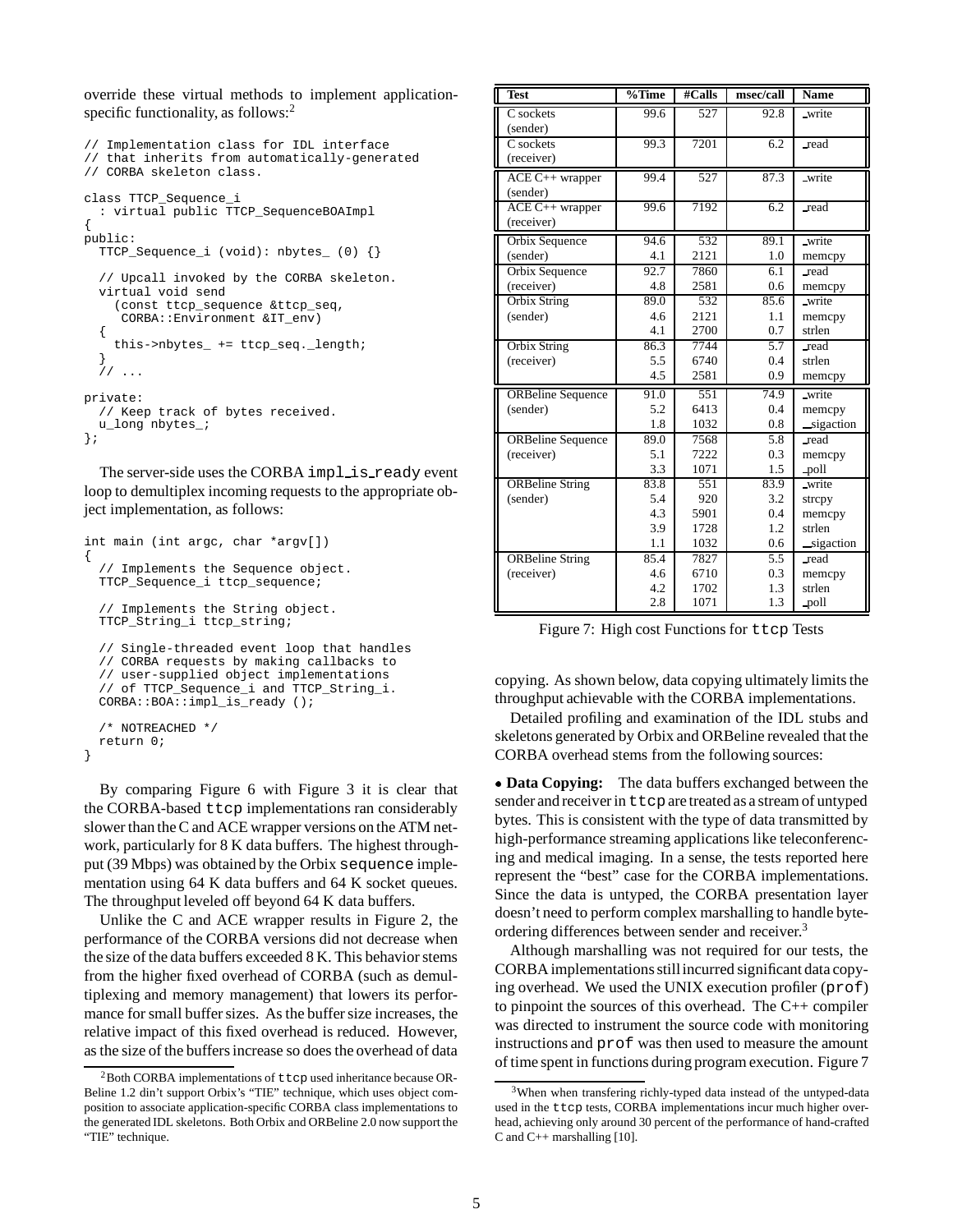override these virtual methods to implement application-specific functionality, as follows:[2]

```
// Implementation class for IDL interface
// that inherits from automatically-generated
// CORBA skeleton class.

class TTCP_Sequence_i
  : virtual public TTCP_SequenceBOAImpl
{
public:
  TTCP_Sequence_i (void): nbytes_ (0) {}

  // Upcall invoked by the CORBA skeleton.
  virtual void send
    (const ttcp_sequence &ttcp_seq,
     CORBA::Environment &IT_env)
  {
    this->nbytes_ += ttcp_seq._length;
  }
  // ...

private:
  // Keep track of bytes received.
  u_long nbytes_;
};
```

The server-side uses the CORBA `impl_is_ready` event loop to demultiplex incoming requests to the appropriate object implementation, as follows:

```
int main (int argc, char *argv[])
{
  // Implements the Sequence object.
  TTCP_Sequence_i ttcp_sequence;

  // Implements the String object.
  TTCP_String_i ttcp_string;

  // Single-threaded event loop that handles
  // CORBA requests by making callbacks to
  // user-supplied object implementations
  // of TTCP_Sequence_i and TTCP_String_i.
  CORBA::BOA::impl_is_ready ();

  /* NOTREACHED */
  return 0;
}
```

By comparing Figure 6 with Figure 3 it is clear that the CORBA-based `ttcp` implementations ran considerably slower than the C and ACE wrapper versions on the ATM network, particularly for 8 K data buffers. The highest throughput (39 Mbps) was obtained by the Orbix `sequence` implementation using 64 K data buffers and 64 K socket queues. The throughput leveled off beyond 64 K data buffers.

Unlike the C and ACE wrapper results in Figure 2, the performance of the CORBA versions did not decrease when the size of the data buffers exceeded 8 K. This behavior stems from the higher fixed overhead of CORBA (such as demultiplexing and memory management) that lowers its performance for small buffer sizes. As the buffer size increases, the relative impact of this fixed overhead is reduced. However, as the size of the buffers increase so does the overhead of data copying. As shown below, data copying ultimately limits the throughput achievable with the CORBA implementations.

| Test | %Time | #Calls | msec/call | Name |
|---|---|---|---|---|
| C sockets (sender) | 99.6 | 527 | 92.8 | _write |
| C sockets (receiver) | 99.3 | 7201 | 6.2 | _read |
| ACE C++ wrapper (sender) | 99.4 | 527 | 87.3 | _write |
| ACE C++ wrapper (receiver) | 99.6 | 7192 | 6.2 | _read |
| Orbix Sequence | 94.6 | 532 | 89.1 | _write |
| (sender) | 4.1 | 2121 | 1.0 | memcpy |
| Orbix Sequence | 92.7 | 7860 | 6.1 | _read |
| (receiver) | 4.8 | 2581 | 0.6 | memcpy |
| Orbix String | 89.0 | 532 | 85.6 | _write |
| (sender) | 4.6 | 2121 | 1.1 | memcpy |
| | 4.1 | 2700 | 0.7 | strlen |
| Orbix String | 86.3 | 7744 | 5.7 | _read |
| (receiver) | 5.5 | 6740 | 0.4 | strlen |
| | 4.5 | 2581 | 0.9 | memcpy |
| ORBeline Sequence | 91.0 | 551 | 74.9 | _write |
| (sender) | 5.2 | 6413 | 0.4 | memcpy |
| | 1.8 | 1032 | 0.8 | __sigaction |
| ORBeline Sequence | 89.0 | 7568 | 5.8 | _read |
| (receiver) | 5.1 | 7222 | 0.3 | memcpy |
| | 3.3 | 1071 | 1.5 | _poll |
| ORBeline String | 83.8 | 551 | 83.9 | _write |
| (sender) | 5.4 | 920 | 3.2 | strcpy |
| | 4.3 | 5901 | 0.4 | memcpy |
| | 3.9 | 1728 | 1.2 | strlen |
| | 1.1 | 1032 | 0.6 | __sigaction |
| ORBeline String | 85.4 | 7827 | 5.5 | _read |
| (receiver) | 4.6 | 6710 | 0.3 | memcpy |
| | 4.2 | 1702 | 1.3 | strlen |
| | 2.8 | 1071 | 1.3 | _poll |

Figure 7: High cost Functions for `ttcp` Tests

Detailed profiling and examination of the IDL stubs and skeletons generated by Orbix and ORBeline revealed that the CORBA overhead stems from the following sources:

• **Data Copying:** The data buffers exchanged between the sender and receiver in `ttcp` are treated as a stream of untyped bytes. This is consistent with the type of data transmitted by high-performance streaming applications like teleconferencing and medical imaging. In a sense, the tests reported here represent the "best" case for the CORBA implementations. Since the data is untyped, the CORBA presentation layer doesn't need to perform complex marshalling to handle byte-ordering differences between sender and receiver.[3]

Although marshalling was not required for our tests, the CORBA implementations still incurred significant data copying overhead. We used the UNIX execution profiler (`prof`) to pinpoint the sources of this overhead. The C++ compiler was directed to instrument the source code with monitoring instructions and `prof` was then used to measure the amount of time spent in functions during program execution. Figure 7

[2] Both CORBA implementations of `ttcp` used inheritance because ORBeline 1.2 din't support Orbix's "TIE" technique, which uses object composition to associate application-specific CORBA class implementations to the generated IDL skeletons. Both Orbix and ORBeline 2.0 now support the "TIE" technique.

[3] When when transfering richly-typed data instead of the untyped-data used in the `ttcp` tests, CORBA implementations incur much higher overhead, achieving only around 30 percent of the performance of hand-crafted C and C++ marshalling [10].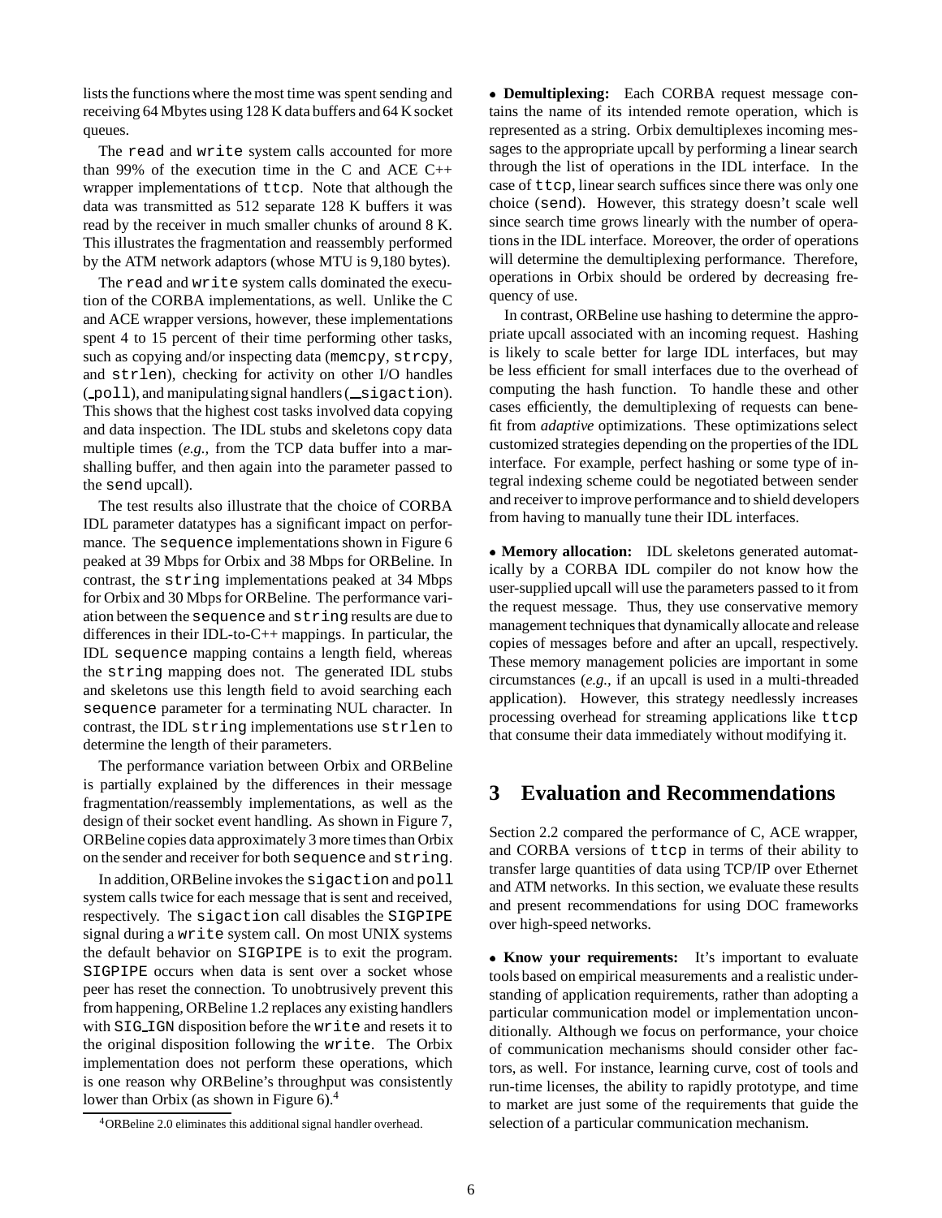lists the functions where the most time was spent sending and receiving 64 Mbytes using 128 K data buffers and 64 K socket queues.

The read and write system calls accounted for more than 99% of the execution time in the C and ACE C++ wrapper implementations of ttcp. Note that although the data was transmitted as 512 separate 128 K buffers it was read by the receiver in much smaller chunks of around 8 K. This illustrates the fragmentation and reassembly performed by the ATM network adaptors (whose MTU is 9,180 bytes).

The read and write system calls dominated the execution of the CORBA implementations, as well. Unlike the C and ACE wrapper versions, however, these implementations spent 4 to 15 percent of their time performing other tasks, such as copying and/or inspecting data (memcpy, strcpy, and strlen), checking for activity on other I/O handles (_poll), and manipulating signal handlers (_sigaction). This shows that the highest cost tasks involved data copying and data inspection. The IDL stubs and skeletons copy data multiple times (*e.g.,* from the TCP data buffer into a marshalling buffer, and then again into the parameter passed to the send upcall).

The test results also illustrate that the choice of CORBA IDL parameter datatypes has a significant impact on performance. The sequence implementations shown in Figure 6 peaked at 39 Mbps for Orbix and 38 Mbps for ORBeline. In contrast, the string implementations peaked at 34 Mbps for Orbix and 30 Mbps for ORBeline. The performance variation between the sequence and string results are due to differences in their IDL-to-C++ mappings. In particular, the IDL sequence mapping contains a length field, whereas the string mapping does not. The generated IDL stubs and skeletons use this length field to avoid searching each sequence parameter for a terminating NUL character. In contrast, the IDL string implementations use strlen to determine the length of their parameters.

The performance variation between Orbix and ORBeline is partially explained by the differences in their message fragmentation/reassembly implementations, as well as the design of their socket event handling. As shown in Figure 7, ORBeline copies data approximately 3 more times than Orbix on the sender and receiver for both sequence and string.

In addition, ORBeline invokes the sigaction and poll system calls twice for each message that is sent and received, respectively. The sigaction call disables the SIGPIPE signal during a write system call. On most UNIX systems the default behavior on SIGPIPE is to exit the program. SIGPIPE occurs when data is sent over a socket whose peer has reset the connection. To unobtrusively prevent this from happening, ORBeline 1.2 replaces any existing handlers with SIG_IGN disposition before the write and resets it to the original disposition following the write. The Orbix implementation does not perform these operations, which is one reason why ORBeline's throughput was consistently lower than Orbix (as shown in Figure 6).[4]

[4] ORBeline 2.0 eliminates this additional signal handler overhead.

- **Demultiplexing:** Each CORBA request message contains the name of its intended remote operation, which is represented as a string. Orbix demultiplexes incoming messages to the appropriate upcall by performing a linear search through the list of operations in the IDL interface. In the case of ttcp, linear search suffices since there was only one choice (send). However, this strategy doesn't scale well since search time grows linearly with the number of operations in the IDL interface. Moreover, the order of operations will determine the demultiplexing performance. Therefore, operations in Orbix should be ordered by decreasing frequency of use.

In contrast, ORBeline use hashing to determine the appropriate upcall associated with an incoming request. Hashing is likely to scale better for large IDL interfaces, but may be less efficient for small interfaces due to the overhead of computing the hash function. To handle these and other cases efficiently, the demultiplexing of requests can benefit from *adaptive* optimizations. These optimizations select customized strategies depending on the properties of the IDL interface. For example, perfect hashing or some type of integral indexing scheme could be negotiated between sender and receiver to improve performance and to shield developers from having to manually tune their IDL interfaces.

- **Memory allocation:** IDL skeletons generated automatically by a CORBA IDL compiler do not know how the user-supplied upcall will use the parameters passed to it from the request message. Thus, they use conservative memory management techniques that dynamically allocate and release copies of messages before and after an upcall, respectively. These memory management policies are important in some circumstances (*e.g.,* if an upcall is used in a multi-threaded application). However, this strategy needlessly increases processing overhead for streaming applications like ttcp that consume their data immediately without modifying it.

## 3 Evaluation and Recommendations

Section 2.2 compared the performance of C, ACE wrapper, and CORBA versions of ttcp in terms of their ability to transfer large quantities of data using TCP/IP over Ethernet and ATM networks. In this section, we evaluate these results and present recommendations for using DOC frameworks over high-speed networks.

- **Know your requirements:** It's important to evaluate tools based on empirical measurements and a realistic understanding of application requirements, rather than adopting a particular communication model or implementation unconditionally. Although we focus on performance, your choice of communication mechanisms should consider other factors, as well. For instance, learning curve, cost of tools and run-time licenses, the ability to rapidly prototype, and time to market are just some of the requirements that guide the selection of a particular communication mechanism.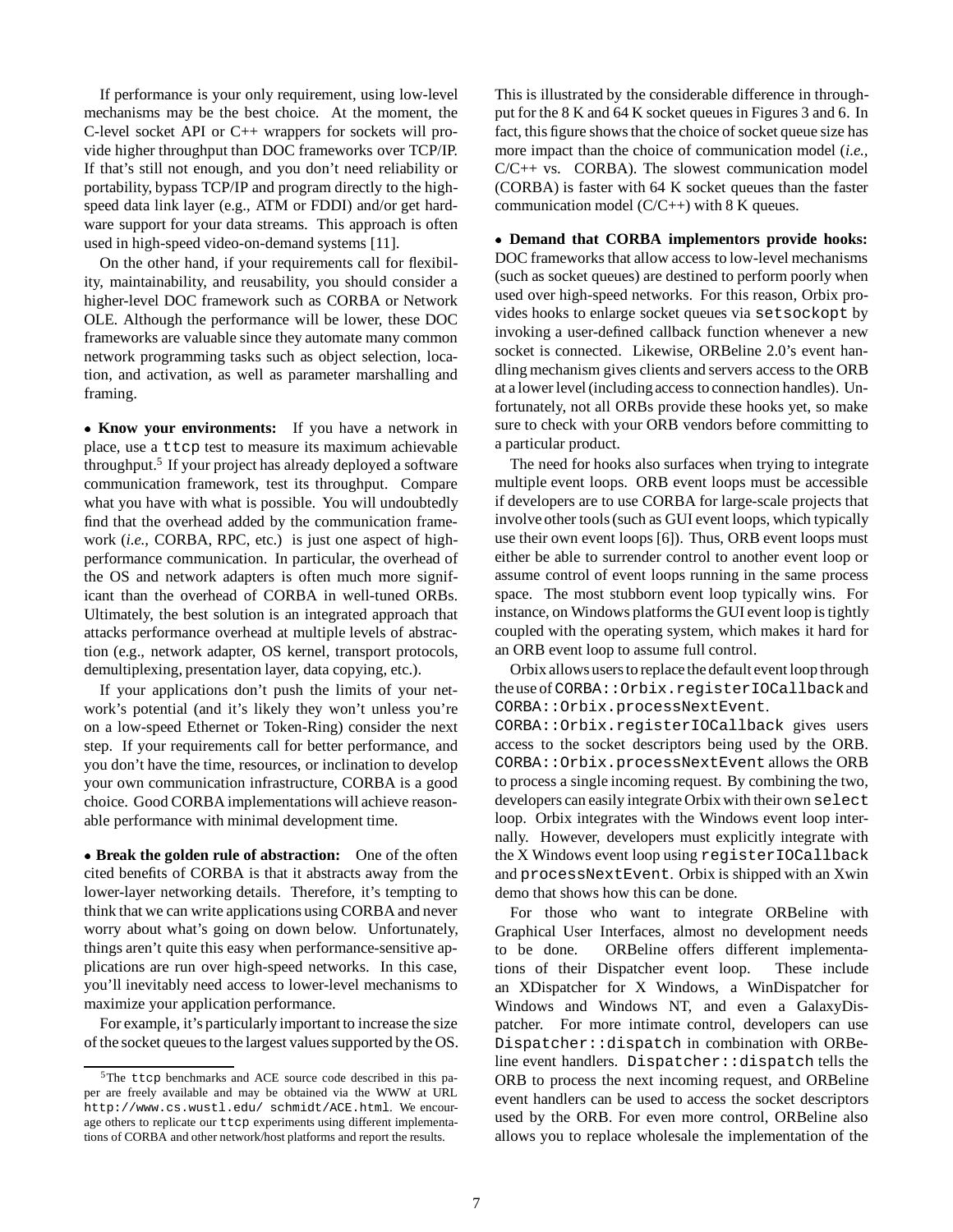If performance is your only requirement, using low-level mechanisms may be the best choice. At the moment, the C-level socket API or C++ wrappers for sockets will provide higher throughput than DOC frameworks over TCP/IP. If that's still not enough, and you don't need reliability or portability, bypass TCP/IP and program directly to the high-speed data link layer (e.g., ATM or FDDI) and/or get hardware support for your data streams. This approach is often used in high-speed video-on-demand systems [11].

On the other hand, if your requirements call for flexibility, maintainability, and reusability, you should consider a higher-level DOC framework such as CORBA or Network OLE. Although the performance will be lower, these DOC frameworks are valuable since they automate many common network programming tasks such as object selection, location, and activation, as well as parameter marshalling and framing.

• **Know your environments:** If you have a network in place, use a `ttcp` test to measure its maximum achievable throughput.[5] If your project has already deployed a software communication framework, test its throughput. Compare what you have with what is possible. You will undoubtedly find that the overhead added by the communication framework (*i.e.,* CORBA, RPC, etc.) is just one aspect of high-performance communication. In particular, the overhead of the OS and network adapters is often much more significant than the overhead of CORBA in well-tuned ORBs. Ultimately, the best solution is an integrated approach that attacks performance overhead at multiple levels of abstraction (e.g., network adapter, OS kernel, transport protocols, demultiplexing, presentation layer, data copying, etc.).

If your applications don't push the limits of your network's potential (and it's likely they won't unless you're on a low-speed Ethernet or Token-Ring) consider the next step. If your requirements call for better performance, and you don't have the time, resources, or inclination to develop your own communication infrastructure, CORBA is a good choice. Good CORBA implementations will achieve reasonable performance with minimal development time.

• **Break the golden rule of abstraction:** One of the often cited benefits of CORBA is that it abstracts away from the lower-layer networking details. Therefore, it's tempting to think that we can write applications using CORBA and never worry about what's going on down below. Unfortunately, things aren't quite this easy when performance-sensitive applications are run over high-speed networks. In this case, you'll inevitably need access to lower-level mechanisms to maximize your application performance.

For example, it's particularly important to increase the size of the socket queues to the largest values supported by the OS. This is illustrated by the considerable difference in throughput for the 8 K and 64 K socket queues in Figures 3 and 6. In fact, this figure shows that the choice of socket queue size has more impact than the choice of communication model (*i.e.,* C/C++ vs. CORBA). The slowest communication model (CORBA) is faster with 64 K socket queues than the faster communication model (C/C++) with 8 K queues.

• **Demand that CORBA implementors provide hooks:** DOC frameworks that allow access to low-level mechanisms (such as socket queues) are destined to perform poorly when used over high-speed networks. For this reason, Orbix provides hooks to enlarge socket queues via `setsockopt` by invoking a user-defined callback function whenever a new socket is connected. Likewise, ORBeline 2.0's event handling mechanism gives clients and servers access to the ORB at a lower level (including access to connection handles). Unfortunately, not all ORBs provide these hooks yet, so make sure to check with your ORB vendors before committing to a particular product.

The need for hooks also surfaces when trying to integrate multiple event loops. ORB event loops must be accessible if developers are to use CORBA for large-scale projects that involve other tools (such as GUI event loops, which typically use their own event loops [6]). Thus, ORB event loops must either be able to surrender control to another event loop or assume control of event loops running in the same process space. The most stubborn event loop typically wins. For instance, on Windows platforms the GUI event loop is tightly coupled with the operating system, which makes it hard for an ORB event loop to assume full control.

Orbix allows users to replace the default event loop through the use of `CORBA::Orbix.registerIOCallback` and `CORBA::Orbix.processNextEvent`. `CORBA::Orbix.registerIOCallback` gives users access to the socket descriptors being used by the ORB. `CORBA::Orbix.processNextEvent` allows the ORB to process a single incoming request. By combining the two, developers can easily integrate Orbix with their own `select` loop. Orbix integrates with the Windows event loop internally. However, developers must explicitly integrate with the X Windows event loop using `registerIOCallback` and `processNextEvent`. Orbix is shipped with an Xwin demo that shows how this can be done.

For those who want to integrate ORBeline with Graphical User Interfaces, almost no development needs to be done. ORBeline offers different implementations of their Dispatcher event loop. These include an XDispatcher for X Windows, a WinDispatcher for Windows and Windows NT, and even a GalaxyDispatcher. For more intimate control, developers can use `Dispatcher::dispatch` in combination with ORBeline event handlers. `Dispatcher::dispatch` tells the ORB to process the next incoming request, and ORBeline event handlers can be used to access the socket descriptors used by the ORB. For even more control, ORBeline also allows you to replace wholesale the implementation of the

---

[5] The `ttcp` benchmarks and ACE source code described in this paper are freely available and may be obtained via the WWW at URL `http://www.cs.wustl.edu/ schmidt/ACE.html`. We encourage others to replicate our `ttcp` experiments using different implementations of CORBA and other network/host platforms and report the results.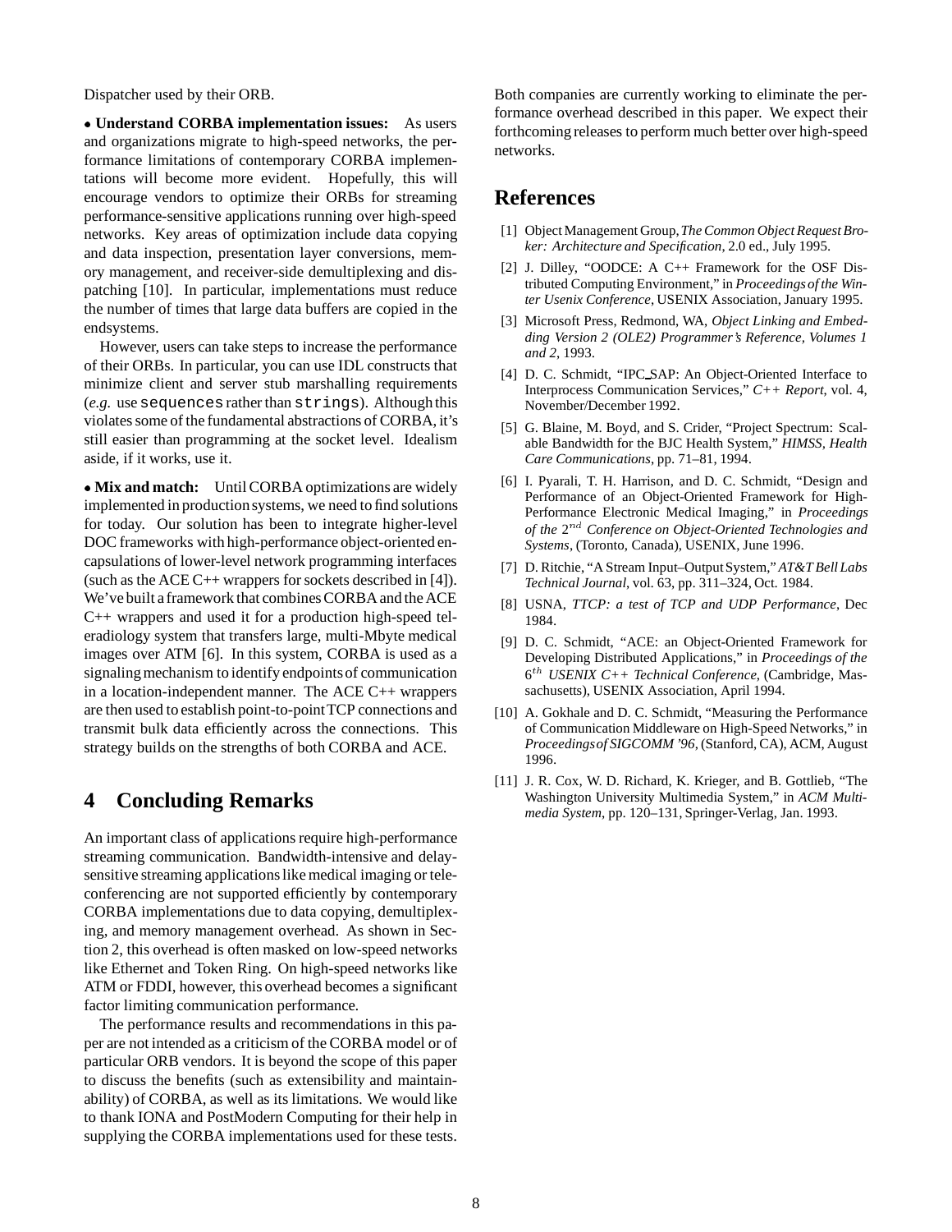Dispatcher used by their ORB.

• **Understand CORBA implementation issues:** As users and organizations migrate to high-speed networks, the performance limitations of contemporary CORBA implementations will become more evident. Hopefully, this will encourage vendors to optimize their ORBs for streaming performance-sensitive applications running over high-speed networks. Key areas of optimization include data copying and data inspection, presentation layer conversions, memory management, and receiver-side demultiplexing and dispatching [10]. In particular, implementations must reduce the number of times that large data buffers are copied in the endsystems.

However, users can take steps to increase the performance of their ORBs. In particular, you can use IDL constructs that minimize client and server stub marshalling requirements (*e.g.* use `sequences` rather than `strings`). Although this violates some of the fundamental abstractions of CORBA, it's still easier than programming at the socket level. Idealism aside, if it works, use it.

• **Mix and match:** Until CORBA optimizations are widely implemented in production systems, we need to find solutions for today. Our solution has been to integrate higher-level DOC frameworks with high-performance object-oriented encapsulations of lower-level network programming interfaces (such as the ACE C++ wrappers for sockets described in [4]). We've built a framework that combines CORBA and the ACE C++ wrappers and used it for a production high-speed teleradiology system that transfers large, multi-Mbyte medical images over ATM [6]. In this system, CORBA is used as a signaling mechanism to identify endpoints of communication in a location-independent manner. The ACE C++ wrappers are then used to establish point-to-point TCP connections and transmit bulk data efficiently across the connections. This strategy builds on the strengths of both CORBA and ACE.

## 4 Concluding Remarks

An important class of applications require high-performance streaming communication. Bandwidth-intensive and delay-sensitive streaming applications like medical imaging or teleconferencing are not supported efficiently by contemporary CORBA implementations due to data copying, demultiplexing, and memory management overhead. As shown in Section 2, this overhead is often masked on low-speed networks like Ethernet and Token Ring. On high-speed networks like ATM or FDDI, however, this overhead becomes a significant factor limiting communication performance.

The performance results and recommendations in this paper are not intended as a criticism of the CORBA model or of particular ORB vendors. It is beyond the scope of this paper to discuss the benefits (such as extensibility and maintainability) of CORBA, as well as its limitations. We would like to thank IONA and PostModern Computing for their help in supplying the CORBA implementations used for these tests. Both companies are currently working to eliminate the performance overhead described in this paper. We expect their forthcoming releases to perform much better over high-speed networks.

## References

[1] Object Management Group, *The Common Object Request Broker: Architecture and Specification*, 2.0 ed., July 1995.

[2] J. Dilley, "OODCE: A C++ Framework for the OSF Distributed Computing Environment," in *Proceedings of the Winter Usenix Conference*, USENIX Association, January 1995.

[3] Microsoft Press, Redmond, WA, *Object Linking and Embedding Version 2 (OLE2) Programmer's Reference, Volumes 1 and 2*, 1993.

[4] D. C. Schmidt, "IPC_SAP: An Object-Oriented Interface to Interprocess Communication Services," *C++ Report*, vol. 4, November/December 1992.

[5] G. Blaine, M. Boyd, and S. Crider, "Project Spectrum: Scalable Bandwidth for the BJC Health System," *HIMSS, Health Care Communications*, pp. 71–81, 1994.

[6] I. Pyarali, T. H. Harrison, and D. C. Schmidt, "Design and Performance of an Object-Oriented Framework for High-Performance Electronic Medical Imaging," in *Proceedings of the* $2^{nd}$ *Conference on Object-Oriented Technologies and Systems*, (Toronto, Canada), USENIX, June 1996.

[7] D. Ritchie, "A Stream Input–Output System," *AT&T Bell Labs Technical Journal*, vol. 63, pp. 311–324, Oct. 1984.

[8] USNA, *TTCP: a test of TCP and UDP Performance*, Dec 1984.

[9] D. C. Schmidt, "ACE: an Object-Oriented Framework for Developing Distributed Applications," in *Proceedings of the* $6^{th}$ *USENIX C++ Technical Conference*, (Cambridge, Massachusetts), USENIX Association, April 1994.

[10] A. Gokhale and D. C. Schmidt, "Measuring the Performance of Communication Middleware on High-Speed Networks," in *Proceedings of SIGCOMM '96*, (Stanford, CA), ACM, August 1996.

[11] J. R. Cox, W. D. Richard, K. Krieger, and B. Gottlieb, "The Washington University Multimedia System," in *ACM Multimedia System*, pp. 120–131, Springer-Verlag, Jan. 1993.